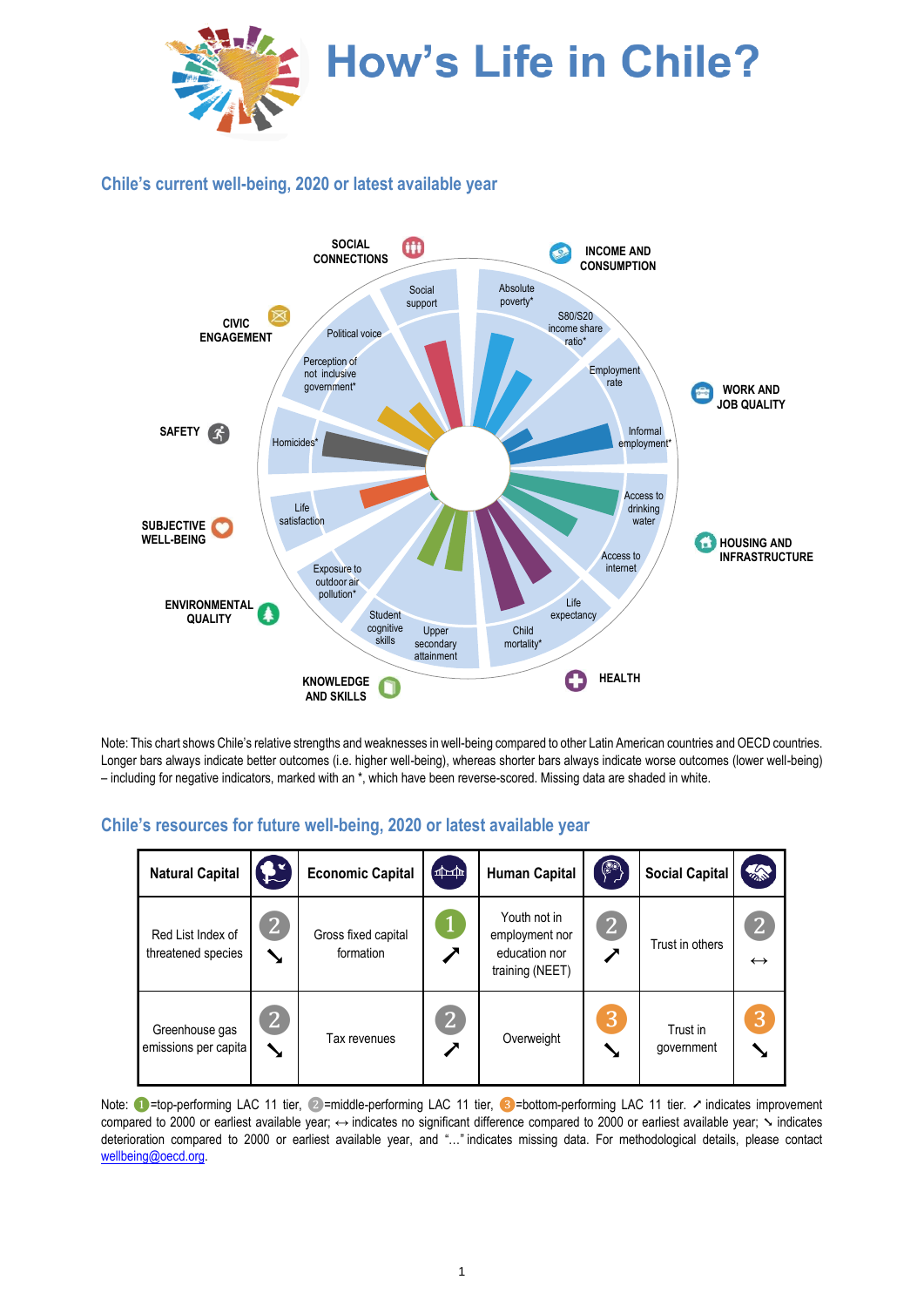# How's Life in Chile?

## Chile's current well-being, 2020 or latest available year

SOCIAL CONNECTIONS — Social support

INCOME AND CONSUMPTION — Absolute poverty*, S80/S20 income share ratio*

WORK AND JOB QUALITY — Employment rate, Informal employment*

HOUSING AND INFRASTRUCTURE — Access to drinking water, Access to internet

HEALTH — Life expectancy, Child mortality*

KNOWLEDGE AND SKILLS — Upper secondary attainment, Student cognitive skills

ENVIRONMENTAL QUALITY — Exposure to outdoor air pollution*

SUBJECTIVE WELL-BEING — Life satisfaction

SAFETY — Homicides*

CIVIC ENGAGEMENT — Perception of not inclusive government*, Political voice

Note: This chart shows Chile's relative strengths and weaknesses in well-being compared to other Latin American countries and OECD countries. Longer bars always indicate better outcomes (i.e. higher well-being), whereas shorter bars always indicate worse outcomes (lower well-being) – including for negative indicators, marked with an *, which have been reverse-scored. Missing data are shaded in white.

## Chile's resources for future well-being, 2020 or latest available year

| Natural Capital | | Economic Capital | | Human Capital | | Social Capital | |
|---|---|---|---|---|---|---|---|
| Red List Index of threatened species | 2 ↘ | Gross fixed capital formation | 1 ↗ | Youth not in employment nor education nor training (NEET) | 2 ↗ | Trust in others | 2 ↔ |
| Greenhouse gas emissions per capita | 2 ↘ | Tax revenues | 2 ↗ | Overweight | 3 ↘ | Trust in government | 3 ↘ |

Note: 1=top-performing LAC 11 tier, 2=middle-performing LAC 11 tier, 3=bottom-performing LAC 11 tier. ↗ indicates improvement compared to 2000 or earliest available year; ↔ indicates no significant difference compared to 2000 or earliest available year; ↘ indicates deterioration compared to 2000 or earliest available year, and "…" indicates missing data. For methodological details, please contact wellbeing@oecd.org.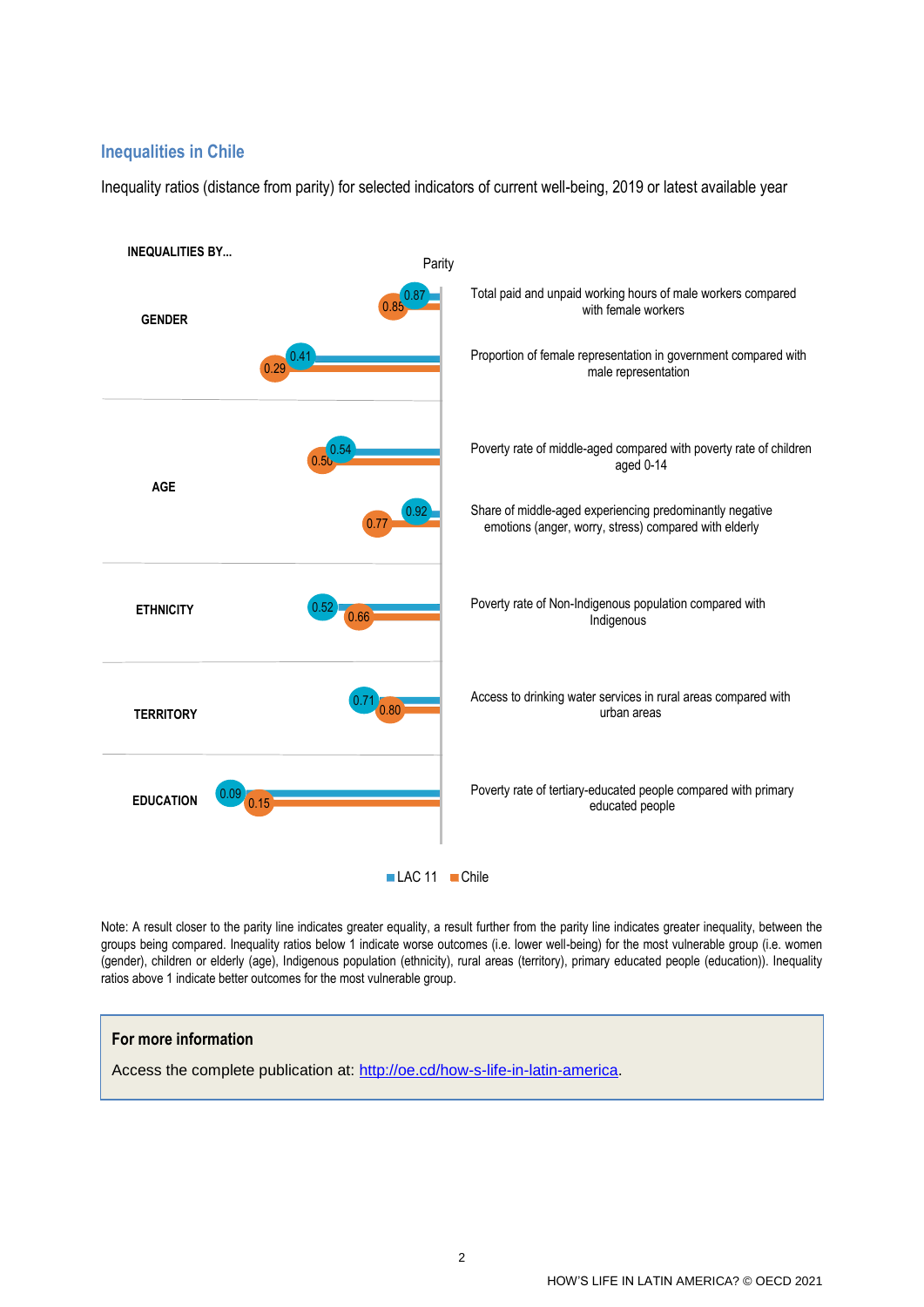## Inequalities in Chile

Inequality ratios (distance from parity) for selected indicators of current well-being, 2019 or latest available year

INEQUALITIES BY...

Parity

GENDER

0.87
0.85
Total paid and unpaid working hours of male workers compared with female workers

0.41
0.29
Proportion of female representation in government compared with male representation

AGE

0.54
0.50
Poverty rate of middle-aged compared with poverty rate of children aged 0-14

0.92
0.77
Share of middle-aged experiencing predominantly negative emotions (anger, worry, stress) compared with elderly

ETHNICITY

0.52
0.66
Poverty rate of Non-Indigenous population compared with Indigenous

TERRITORY

0.71
0.80
Access to drinking water services in rural areas compared with urban areas

EDUCATION

0.09
0.15
Poverty rate of tertiary-educated people compared with primary educated people

LAC 11 Chile

Note: A result closer to the parity line indicates greater equality, a result further from the parity line indicates greater inequality, between the groups being compared. Inequality ratios below 1 indicate worse outcomes (i.e. lower well-being) for the most vulnerable group (i.e. women (gender), children or elderly (age), Indigenous population (ethnicity), rural areas (territory), primary educated people (education)). Inequality ratios above 1 indicate better outcomes for the most vulnerable group.

**For more information**

Access the complete publication at: http://oe.cd/how-s-life-in-latin-america.